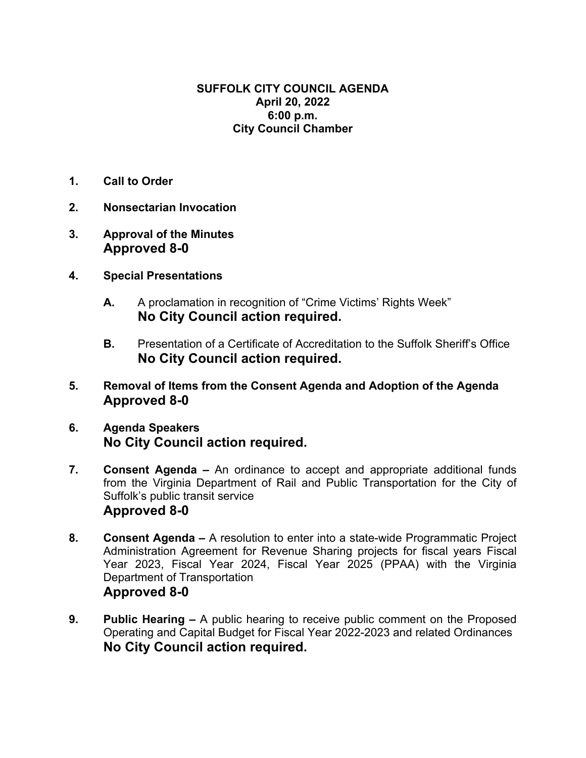# SUFFOLK CITY COUNCIL AGENDA
**April 20, 2022**
**6:00 p.m.**
**City Council Chamber**

1. **Call to Order**

2. **Nonsectarian Invocation**

3. **Approval of the Minutes**
   **Approved 8-0**

4. **Special Presentations**

   **A.** A proclamation in recognition of "Crime Victims' Rights Week"
   **No City Council action required.**

   **B.** Presentation of a Certificate of Accreditation to the Suffolk Sheriff's Office
   **No City Council action required.**

5. **Removal of Items from the Consent Agenda and Adoption of the Agenda**
   **Approved 8-0**

6. **Agenda Speakers**
   **No City Council action required.**

7. **Consent Agenda –** An ordinance to accept and appropriate additional funds from the Virginia Department of Rail and Public Transportation for the City of Suffolk's public transit service
   **Approved 8-0**

8. **Consent Agenda –** A resolution to enter into a state-wide Programmatic Project Administration Agreement for Revenue Sharing projects for fiscal years Fiscal Year 2023, Fiscal Year 2024, Fiscal Year 2025 (PPAA) with the Virginia Department of Transportation
   **Approved 8-0**

9. **Public Hearing –** A public hearing to receive public comment on the Proposed Operating and Capital Budget for Fiscal Year 2022-2023 and related Ordinances
   **No City Council action required.**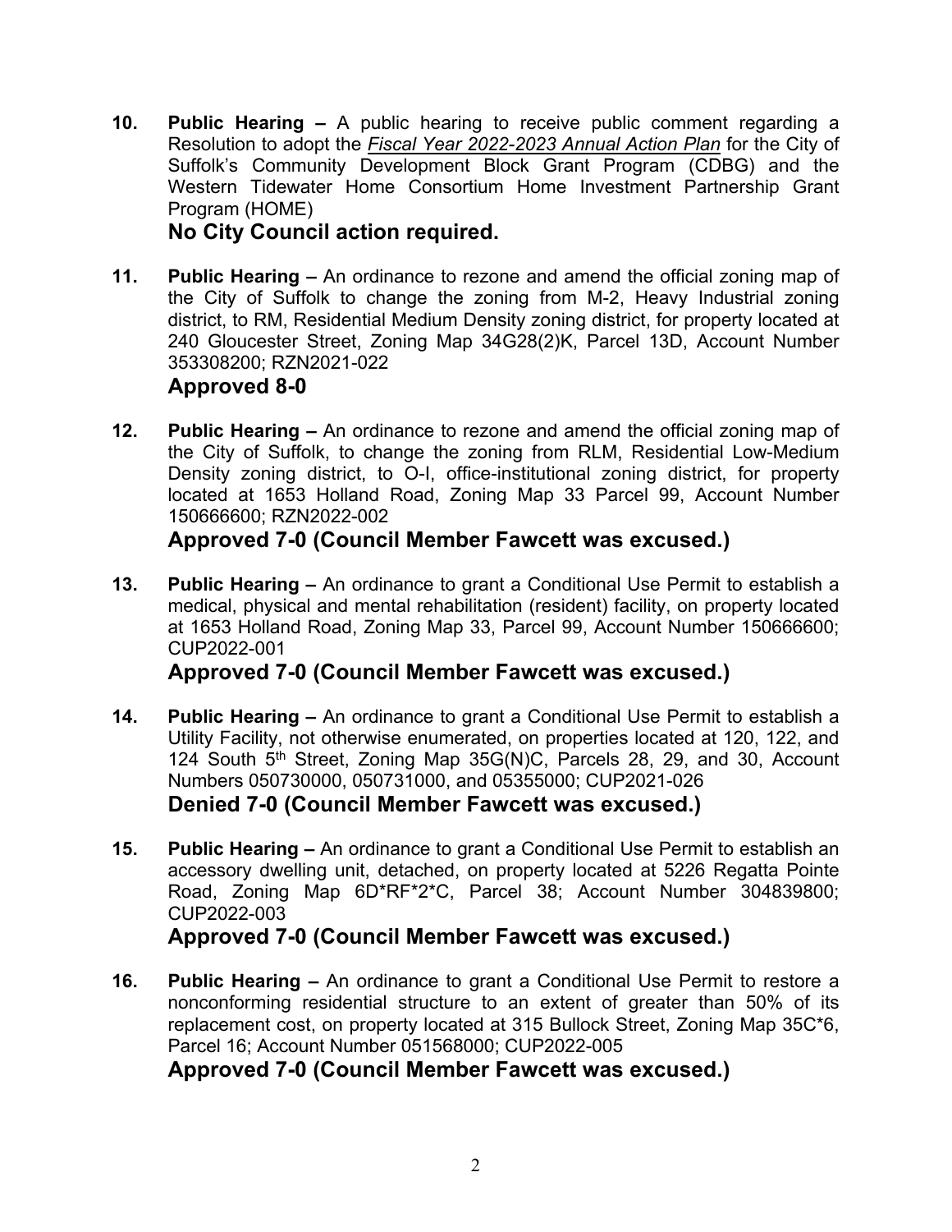10. **Public Hearing –** A public hearing to receive public comment regarding a Resolution to adopt the ***Fiscal Year 2022-2023 Annual Action Plan*** for the City of Suffolk's Community Development Block Grant Program (CDBG) and the Western Tidewater Home Consortium Home Investment Partnership Grant Program (HOME)

    **No City Council action required.**

11. **Public Hearing –** An ordinance to rezone and amend the official zoning map of the City of Suffolk to change the zoning from M-2, Heavy Industrial zoning district, to RM, Residential Medium Density zoning district, for property located at 240 Gloucester Street, Zoning Map 34G28(2)K, Parcel 13D, Account Number 353308200; RZN2021-022

    **Approved 8-0**

12. **Public Hearing –** An ordinance to rezone and amend the official zoning map of the City of Suffolk, to change the zoning from RLM, Residential Low-Medium Density zoning district, to O-I, office-institutional zoning district, for property located at 1653 Holland Road, Zoning Map 33 Parcel 99, Account Number 150666600; RZN2022-002

    **Approved 7-0 (Council Member Fawcett was excused.)**

13. **Public Hearing –** An ordinance to grant a Conditional Use Permit to establish a medical, physical and mental rehabilitation (resident) facility, on property located at 1653 Holland Road, Zoning Map 33, Parcel 99, Account Number 150666600; CUP2022-001

    **Approved 7-0 (Council Member Fawcett was excused.)**

14. **Public Hearing –** An ordinance to grant a Conditional Use Permit to establish a Utility Facility, not otherwise enumerated, on properties located at 120, 122, and 124 South 5th Street, Zoning Map 35G(N)C, Parcels 28, 29, and 30, Account Numbers 050730000, 050731000, and 05355000; CUP2021-026

    **Denied 7-0 (Council Member Fawcett was excused.)**

15. **Public Hearing –** An ordinance to grant a Conditional Use Permit to establish an accessory dwelling unit, detached, on property located at 5226 Regatta Pointe Road, Zoning Map 6D*RF*2*C, Parcel 38; Account Number 304839800; CUP2022-003

    **Approved 7-0 (Council Member Fawcett was excused.)**

16. **Public Hearing –** An ordinance to grant a Conditional Use Permit to restore a nonconforming residential structure to an extent of greater than 50% of its replacement cost, on property located at 315 Bullock Street, Zoning Map 35C*6, Parcel 16; Account Number 051568000; CUP2022-005

    **Approved 7-0 (Council Member Fawcett was excused.)**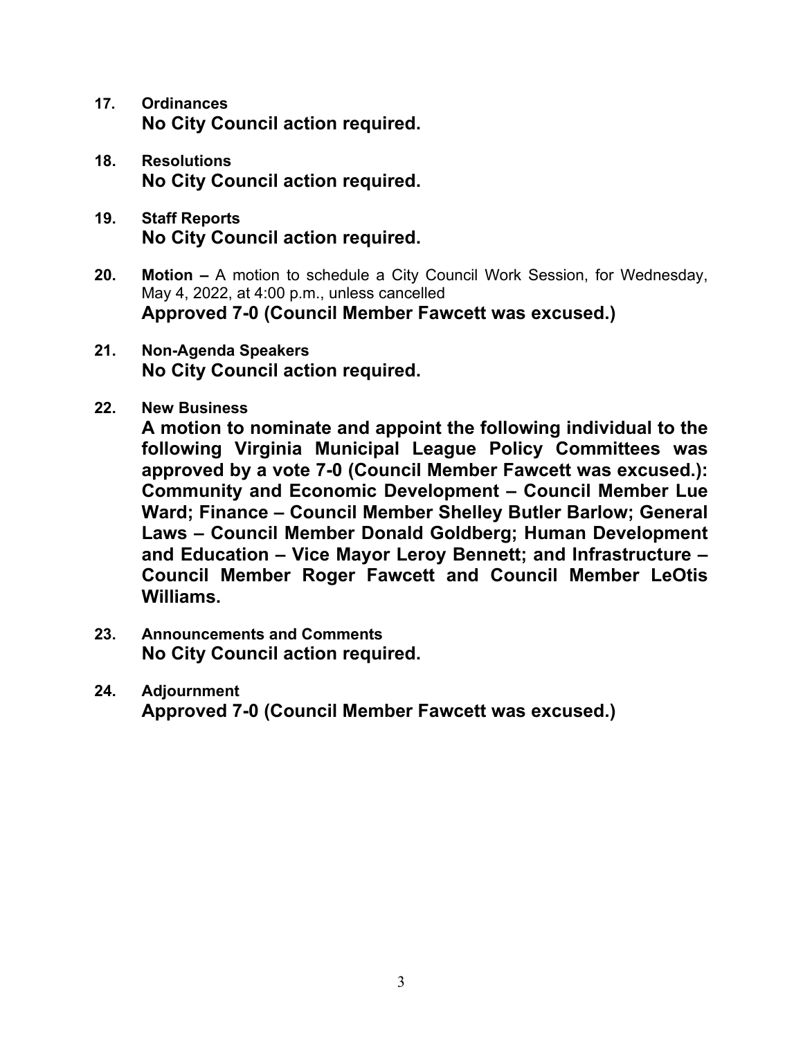17. **Ordinances**
    **No City Council action required.**

18. **Resolutions**
    **No City Council action required.**

19. **Staff Reports**
    **No City Council action required.**

20. **Motion –** A motion to schedule a City Council Work Session, for Wednesday, May 4, 2022, at 4:00 p.m., unless cancelled
    **Approved 7-0 (Council Member Fawcett was excused.)**

21. **Non-Agenda Speakers**
    **No City Council action required.**

22. **New Business**
    **A motion to nominate and appoint the following individual to the following Virginia Municipal League Policy Committees was approved by a vote 7-0 (Council Member Fawcett was excused.): Community and Economic Development – Council Member Lue Ward; Finance – Council Member Shelley Butler Barlow; General Laws – Council Member Donald Goldberg; Human Development and Education – Vice Mayor Leroy Bennett; and Infrastructure – Council Member Roger Fawcett and Council Member LeOtis Williams.**

23. **Announcements and Comments**
    **No City Council action required.**

24. **Adjournment**
    **Approved 7-0 (Council Member Fawcett was excused.)**